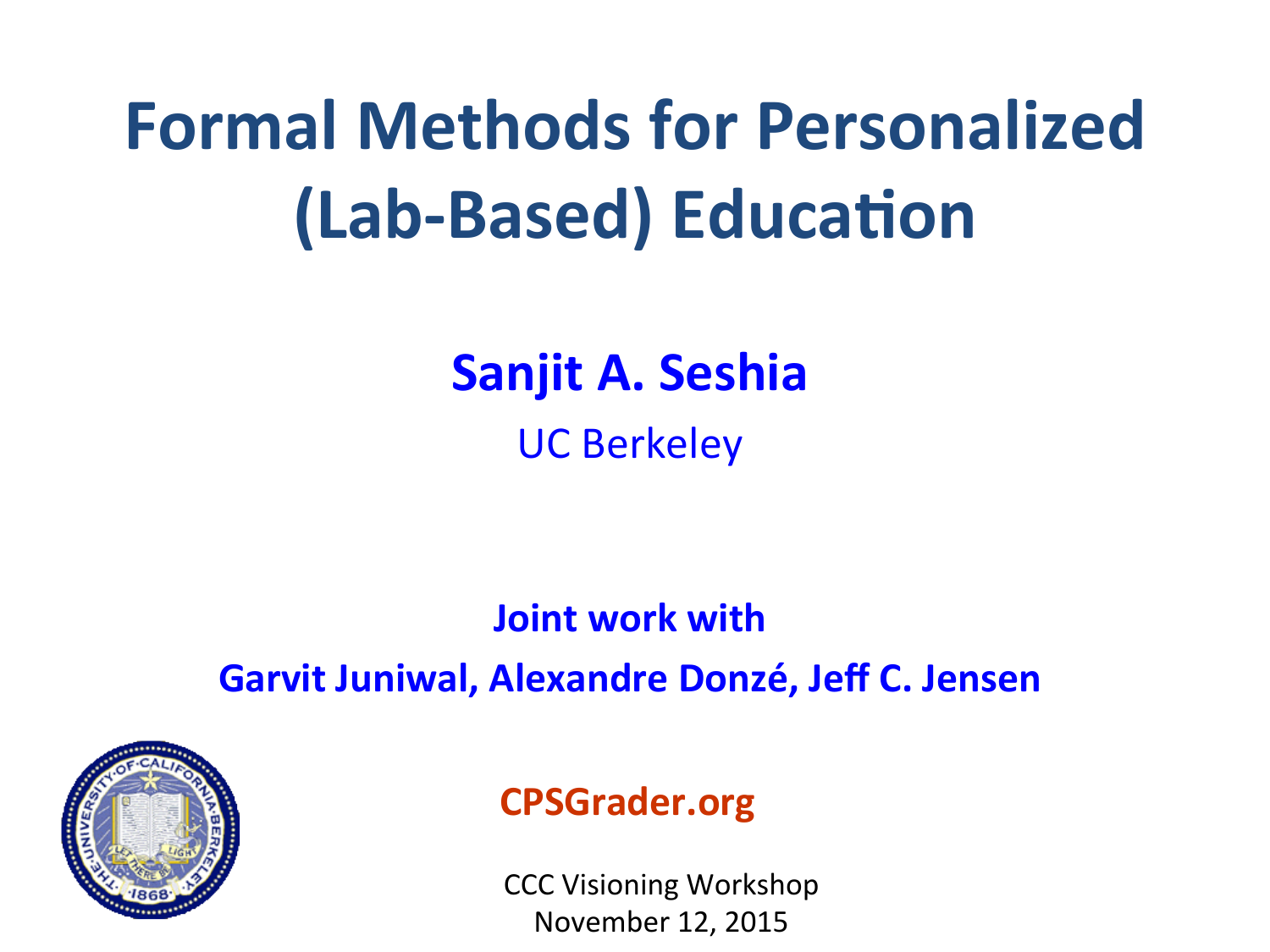# Formal Methods for Personalized (Lab-Based) Education

**Sanjit A. Seshia**

UC Berkeley

**Joint work with**

**Garvit Juniwal, Alexandre Donzé, Jeff C. Jensen**

**CPSGrader.org**

CCC Visioning Workshop
November 12, 2015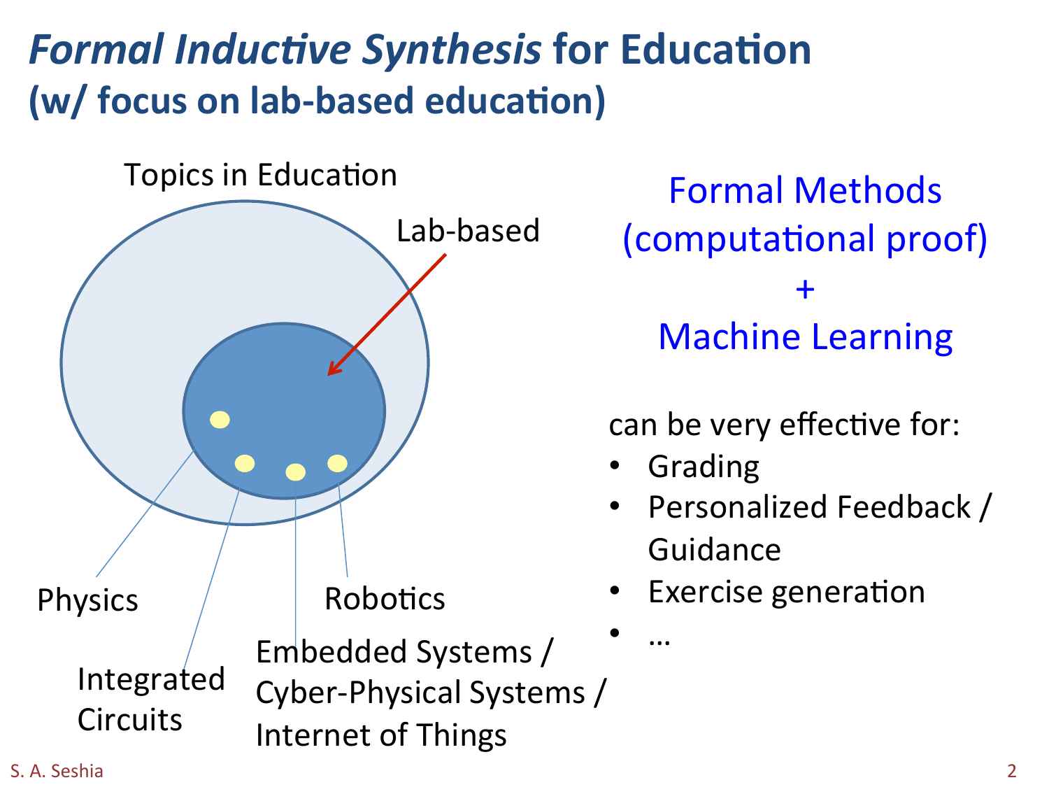# *Formal Inductive Synthesis* for Education
## (w/ focus on lab-based education)

Topics in Education

Lab-based

Physics

Integrated Circuits

Embedded Systems / Cyber-Physical Systems / Internet of Things

Robotics

Formal Methods (computational proof)
+
Machine Learning

can be very effective for:

- Grading
- Personalized Feedback / Guidance
- Exercise generation
- …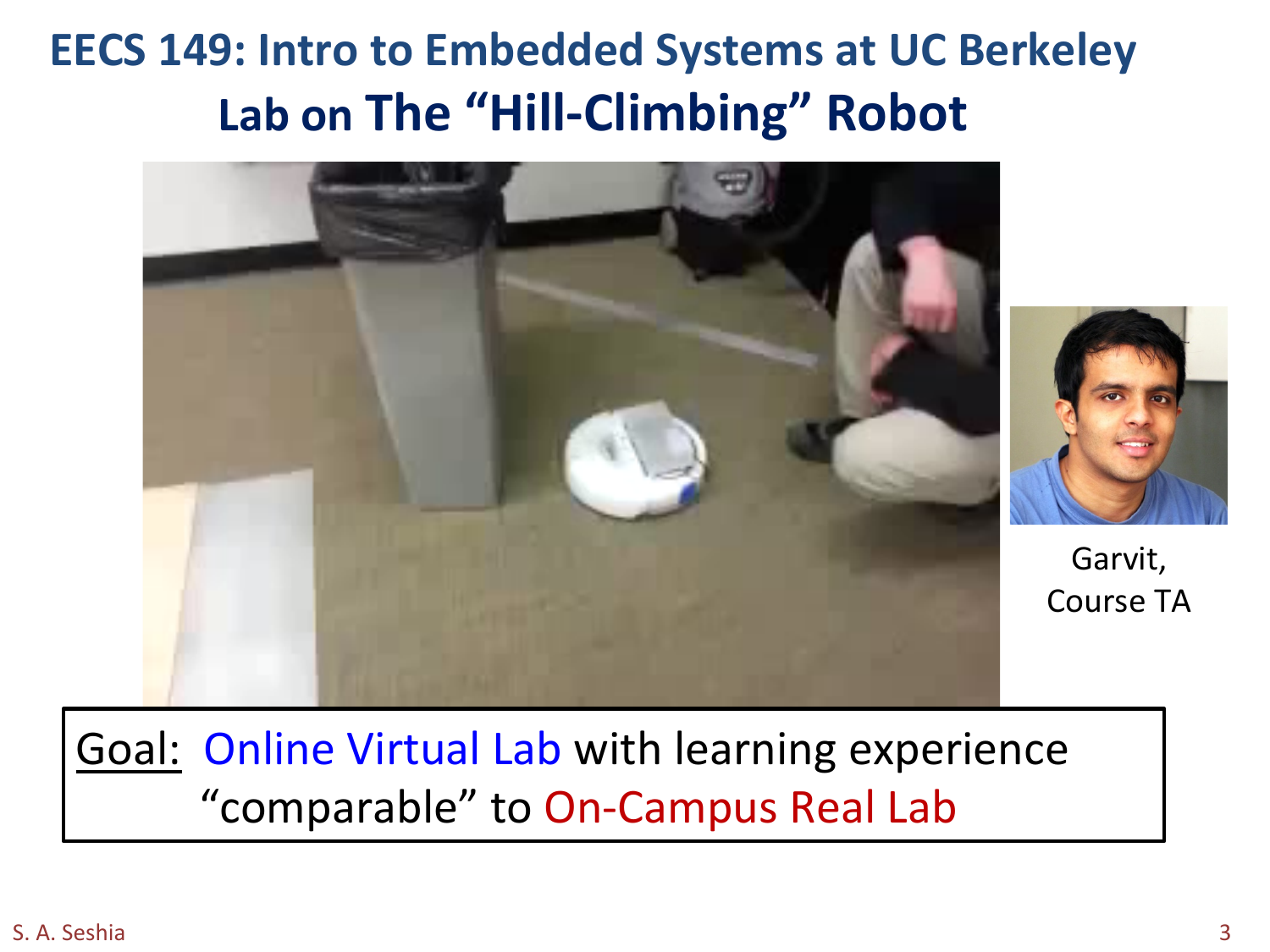# EECS 149: Intro to Embedded Systems at UC Berkeley

## Lab on The "Hill-Climbing" Robot

Garvit,
Course TA

Goal: Online Virtual Lab with learning experience "comparable" to On-Campus Real Lab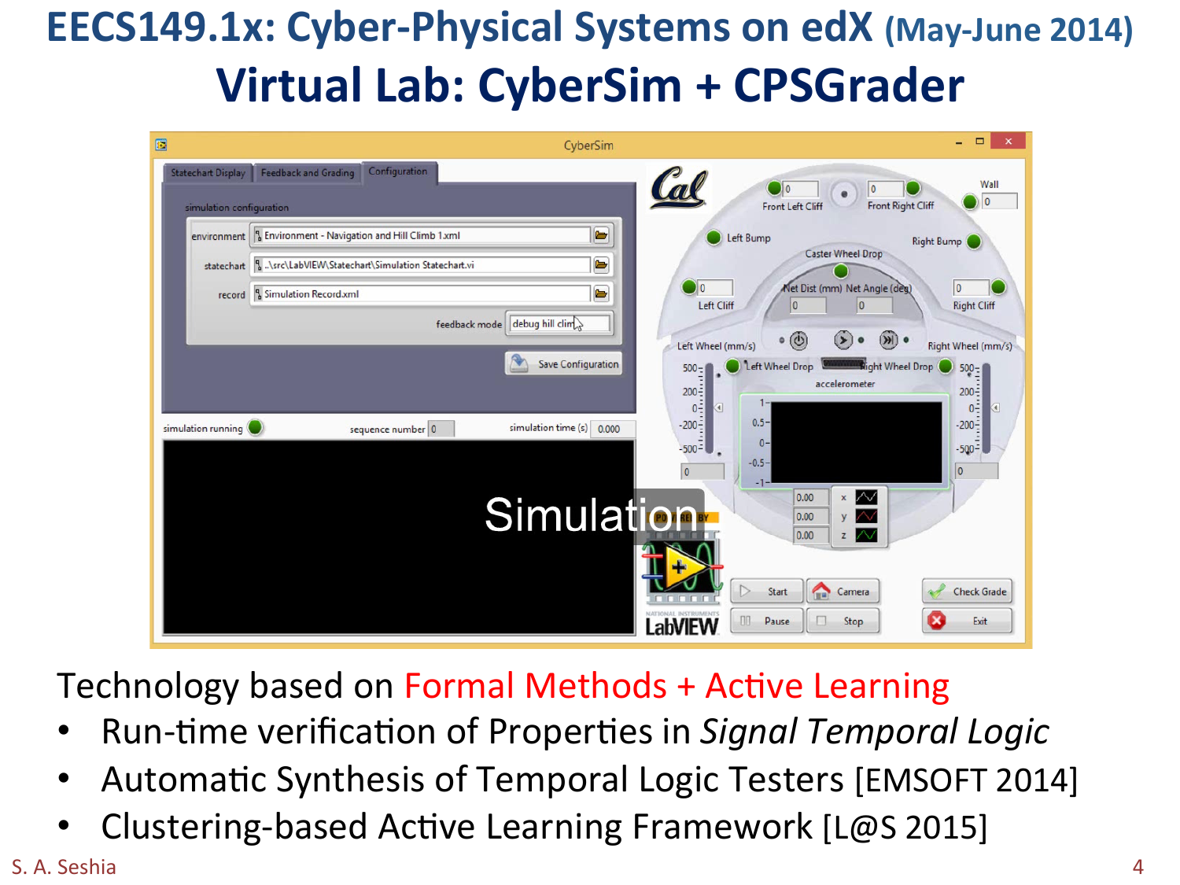# EECS149.1x: Cyber-Physical Systems on edX (May-June 2014)

## Virtual Lab: CyberSim + CPSGrader

Technology based on Formal Methods + Active Learning

- Run-time verification of Properties in *Signal Temporal Logic*
- Automatic Synthesis of Temporal Logic Testers [EMSOFT 2014]
- Clustering-based Active Learning Framework [L@S 2015]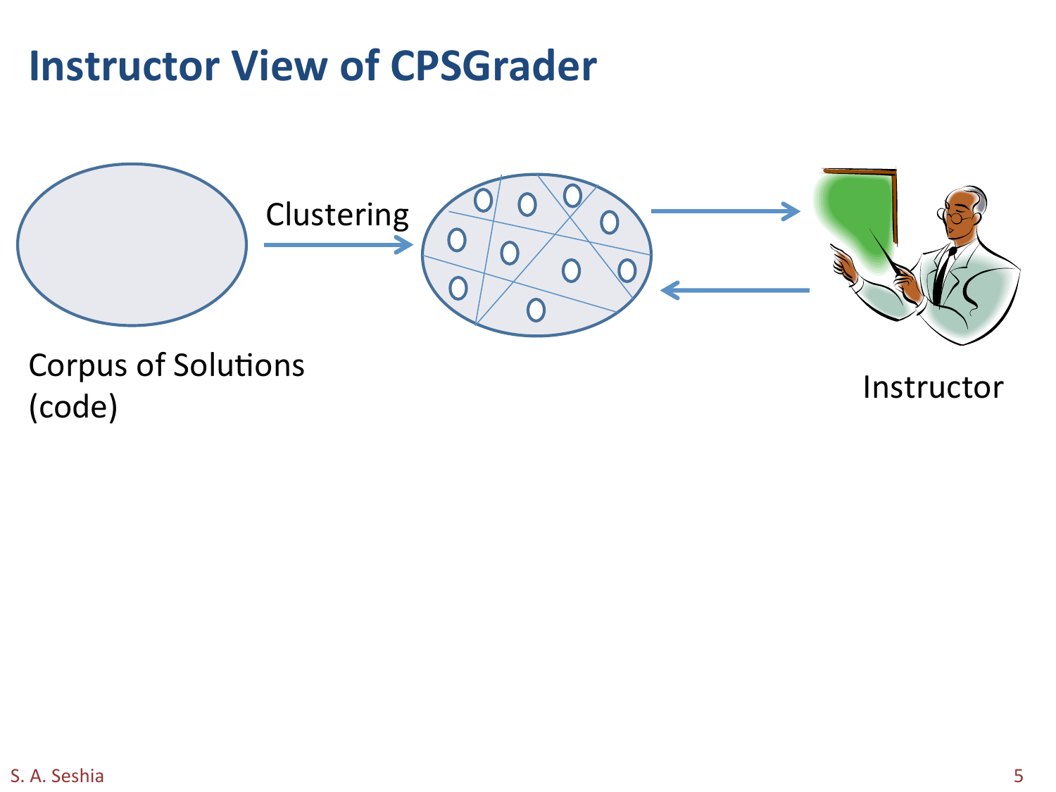# Instructor View of CPSGrader

Clustering

Corpus of Solutions (code)

Instructor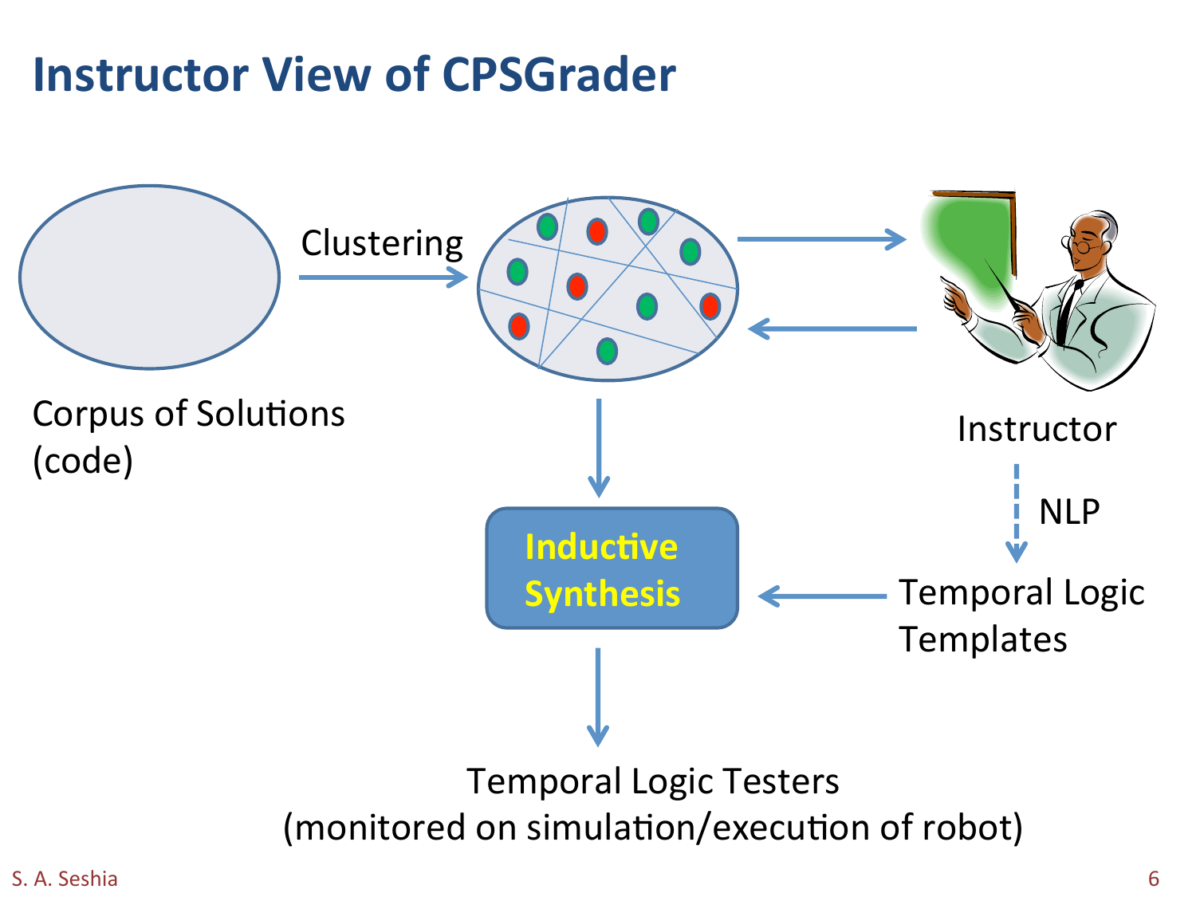# Instructor View of CPSGrader

Corpus of Solutions (code)

Clustering

Instructor

NLP

Inductive Synthesis

Temporal Logic Templates

Temporal Logic Testers
(monitored on simulation/execution of robot)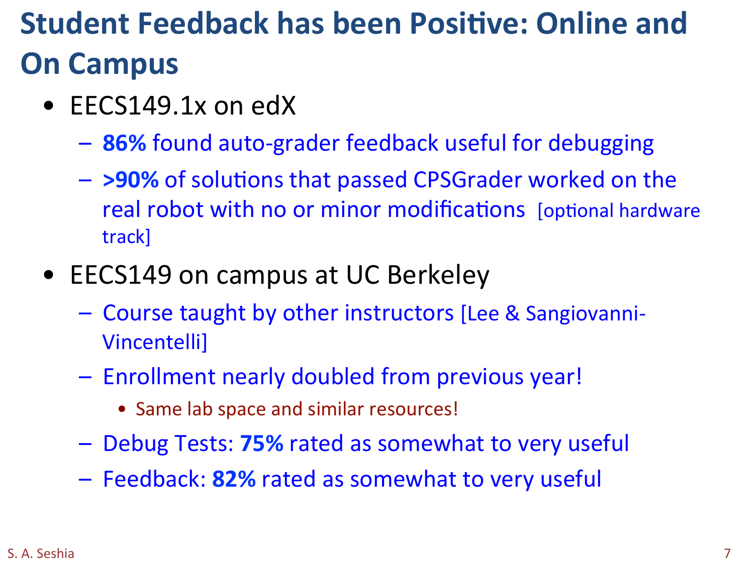# Student Feedback has been Positive: Online and On Campus

- EECS149.1x on edX
  - **86%** found auto-grader feedback useful for debugging
  - **>90%** of solutions that passed CPSGrader worked on the real robot with no or minor modifications [optional hardware track]
- EECS149 on campus at UC Berkeley
  - Course taught by other instructors [Lee & Sangiovanni-Vincentelli]
  - Enrollment nearly doubled from previous year!
    - Same lab space and similar resources!
  - Debug Tests: **75%** rated as somewhat to very useful
  - Feedback: **82%** rated as somewhat to very useful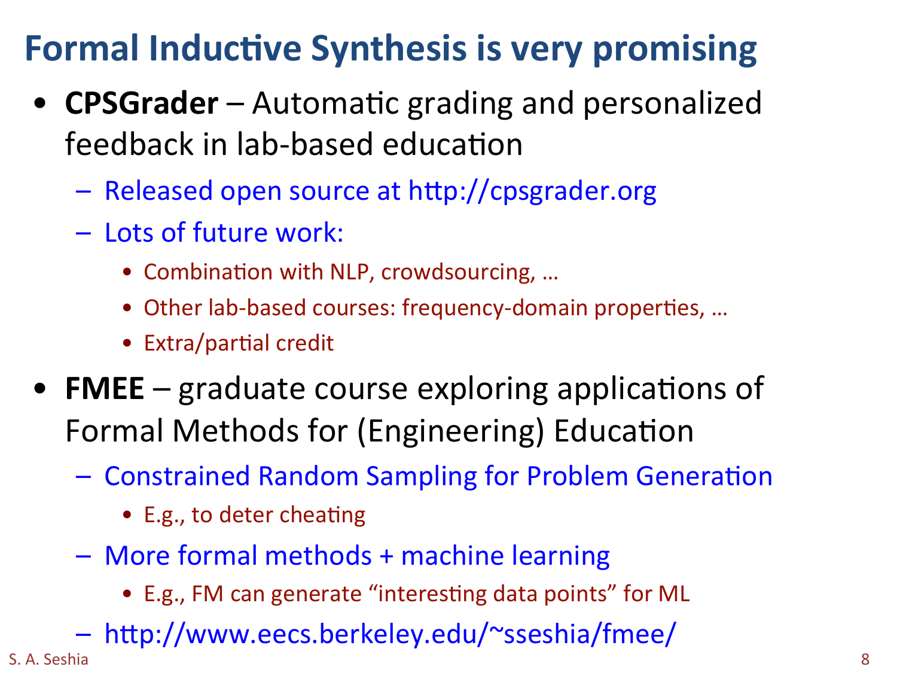# Formal Inductive Synthesis is very promising

- **CPSGrader** – Automatic grading and personalized feedback in lab-based education
  - Released open source at http://cpsgrader.org
  - Lots of future work:
    - Combination with NLP, crowdsourcing, …
    - Other lab-based courses: frequency-domain properties, …
    - Extra/partial credit
- **FMEE** – graduate course exploring applications of Formal Methods for (Engineering) Education
  - Constrained Random Sampling for Problem Generation
    - E.g., to deter cheating
  - More formal methods + machine learning
    - E.g., FM can generate "interesting data points" for ML
  - http://www.eecs.berkeley.edu/~sseshia/fmee/